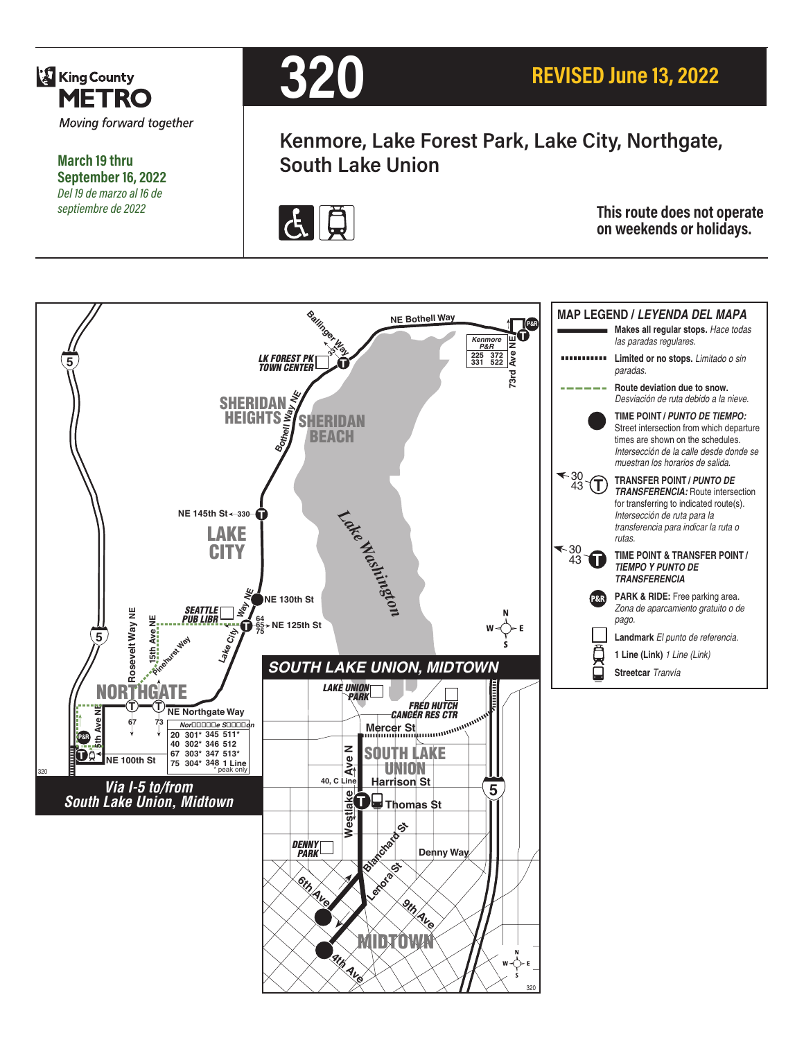King County METRO

*Moving forward together*

**March 19 thru September 16, 2022**

*Del 19 de marzo al 16 de septiembre de 2022*

# 320

## REVISED June 13, 2022

## Kenmore, Lake Forest Park, Lake City, Northgate, South Lake Union

**This route does not operate on weekends or holidays.**

NE Bothell Way
Ballinger Way
Kenmore P&R 225 372 331 522
73rd Ave NE
LK FOREST PK TOWN CENTER
SHERIDAN HEIGHTS
SHERIDAN BEACH
Bothell Way NE
NE 145th St ← 330
LAKE CITY
Lake Washington
NE 130th St
Lake City Way NE
64 65 75 → NE 125th St
SEATTLE PUB LIBR
Roosevelt Way NE
15th Ave NE
Pinehurst Way
NORTHGATE
NE Northgate Way
67 73
5th Ave NE
NE 100th St

Northgate Station:

| | | | |
|---|---|---|---|
| 20 | 301* | 345 | 511* |
| 40 | 302* | 346 | 512 |
| 67 | 303* | 347 | 513* |
| 75 | 304* | 348 | 1 Line |

\* peak only

**Via I-5 to/from South Lake Union, Midtown**

### SOUTH LAKE UNION, MIDTOWN

LAKE UNION PARK
FRED HUTCH CANCER RES CTR
Mercer St
SOUTH LAKE UNION
Westlake Ave N
40, C Line
Harrison St
Thomas St
DENNY PARK
Blanchard St
Denny Way
Lenora St
6th Ave
9th Ave
MIDTOWN
4th Ave

### MAP LEGEND / *LEYENDA DEL MAPA*

- **Makes all regular stops.** *Hace todas las paradas regulares.*
- **Limited or no stops.** *Limitado o sin paradas.*
- **Route deviation due to snow.** *Desviación de ruta debido a la nieve.*
- **TIME POINT / *PUNTO DE TIEMPO:*** Street intersection from which departure times are shown on the schedules. *Intersección de la calle desde donde se muestran los horarios de salida.*
- **TRANSFER POINT / *PUNTO DE TRANSFERENCIA:*** Route intersection for transferring to indicated route(s). *Intersección de ruta para la transferencia para indicar la ruta o rutas.*
- **TIME POINT & TRANSFER POINT / *TIEMPO Y PUNTO DE TRANSFERENCIA***
- **PARK & RIDE:** Free parking area. *Zona de aparcamiento gratuito o de pago.*
- **Landmark** *El punto de referencia.*
- **1 Line (Link)** *1 Line (Link)*
- **Streetcar** *Tranvía*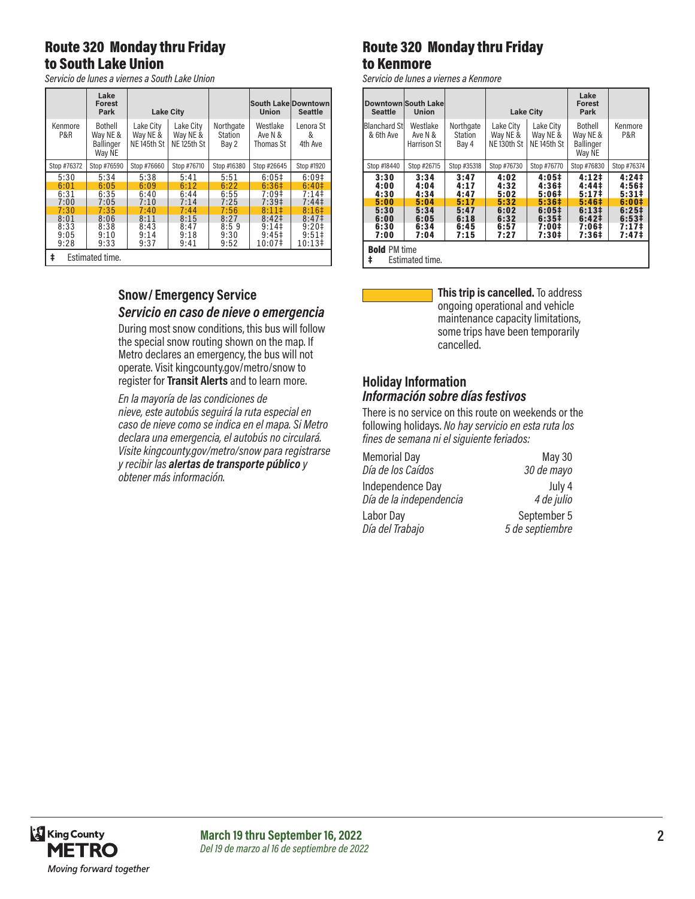## Route 320 Monday thru Friday to South Lake Union

*Servicio de lunes a viernes a South Lake Union*

| | Lake Forest Park | Lake City | | | South Lake Union | Downtown Seattle |
|---|---|---|---|---|---|---|
| Kenmore P&R | Bothell Way NE & Ballinger Way NE | Lake City Way NE & NE 145th St | Lake City Way NE & NE 125th St | Northgate Station Bay 2 | Westlake Ave N & Thomas St | Lenora St & 4th Ave |
| Stop #76372 | Stop #76590 | Stop #76660 | Stop #76710 | Stop #16380 | Stop #26645 | Stop #1920 |
| 5:30 | 5:34 | 5:38 | 5:41 | 5:51 | 6:05‡ | 6:09‡ |
| 6:01 | 6:05 | 6:09 | 6:12 | 6:22 | 6:36‡ | 6:40‡ |
| 6:31 | 6:35 | 6:40 | 6:44 | 6:55 | 7:09‡ | 7:14‡ |
| 7:00 | 7:05 | 7:10 | 7:14 | 7:25 | 7:39‡ | 7:44‡ |
| 7:30 | 7:35 | 7:40 | 7:44 | 7:56 | 8:11‡ | 8:16‡ |
| 8:01 | 8:06 | 8:11 | 8:15 | 8:27 | 8:42‡ | 8:47‡ |
| 8:33 | 8:38 | 8:43 | 8:47 | 8:5 9 | 9:14‡ | 9:20‡ |
| 9:05 | 9:10 | 9:14 | 9:18 | 9:30 | 9:45‡ | 9:51‡ |
| 9:28 | 9:33 | 9:37 | 9:41 | 9:52 | 10:07‡ | 10:13‡ |

‡ Estimated time.

## Route 320 Monday thru Friday to Kenmore

*Servicio de lunes a viernes a Kenmore*

| Downtown Seattle | South Lake Union | | Lake City | | Lake Forest Park | |
|---|---|---|---|---|---|---|
| Blanchard St & 6th Ave | Westlake Ave N & Harrison St | Northgate Station Bay 4 | Lake City Way NE & NE 130th St | Lake City Way NE & NE 145th St | Bothell Way NE & Ballinger Way NE | Kenmore P&R |
| Stop #18440 | Stop #26715 | Stop #35318 | Stop #76730 | Stop #76770 | Stop #76830 | Stop #76374 |
| **3:30** | **3:34** | **3:47** | **4:02** | **4:05‡** | **4:12‡** | **4:24‡** |
| **4:00** | **4:04** | **4:17** | **4:32** | **4:36‡** | **4:44‡** | **4:56‡** |
| **4:30** | **4:34** | **4:47** | **5:02** | **5:06‡** | **5:17‡** | **5:31‡** |
| **5:00** | **5:04** | **5:17** | **5:32** | **5:36‡** | **5:46‡** | **6:00‡** |
| **5:30** | **5:34** | **5:47** | **6:02** | **6:05‡** | **6:13‡** | **6:25‡** |
| **6:00** | **6:05** | **6:18** | **6:32** | **6:35‡** | **6:42‡** | **6:53‡** |
| **6:30** | **6:34** | **6:45** | **6:57** | **7:00‡** | **7:06‡** | **7:17‡** |
| **7:00** | **7:04** | **7:15** | **7:27** | **7:30‡** | **7:36‡** | **7:47‡** |

**Bold** PM time
‡ Estimated time.

**This trip is cancelled.** To address ongoing operational and vehicle maintenance capacity limitations, some trips have been temporarily cancelled.

### Snow/ Emergency Service

### *Servicio en caso de nieve o emergencia*

During most snow conditions, this bus will follow the special snow routing shown on the map. If Metro declares an emergency, the bus will not operate. Visit kingcounty.gov/metro/snow to register for **Transit Alerts** and to learn more.

*En la mayoría de las condiciones de nieve, este autobús seguirá la ruta especial en caso de nieve como se indica en el mapa. Si Metro declara una emergencia, el autobús no circulará. Visite kingcounty.gov/metro/snow para registrarse y recibir las* ***alertas de transporte público*** *y obtener más información.*

### Holiday Information

### *Información sobre días festivos*

There is no service on this route on weekends or the following holidays. *No hay servicio en esta ruta los fines de semana ni el siguiente feriados:*

| | |
|---|---|
| Memorial Day | May 30 |
| *Día de los Caídos* | *30 de mayo* |
| Independence Day | July 4 |
| *Día de la independencia* | *4 de julio* |
| Labor Day | September 5 |
| *Día del Trabajo* | *5 de septiembre* |

King County METRO
*Moving forward together*

**March 19 thru September 16, 2022**
*Del 19 de marzo al 16 de septiembre de 2022*